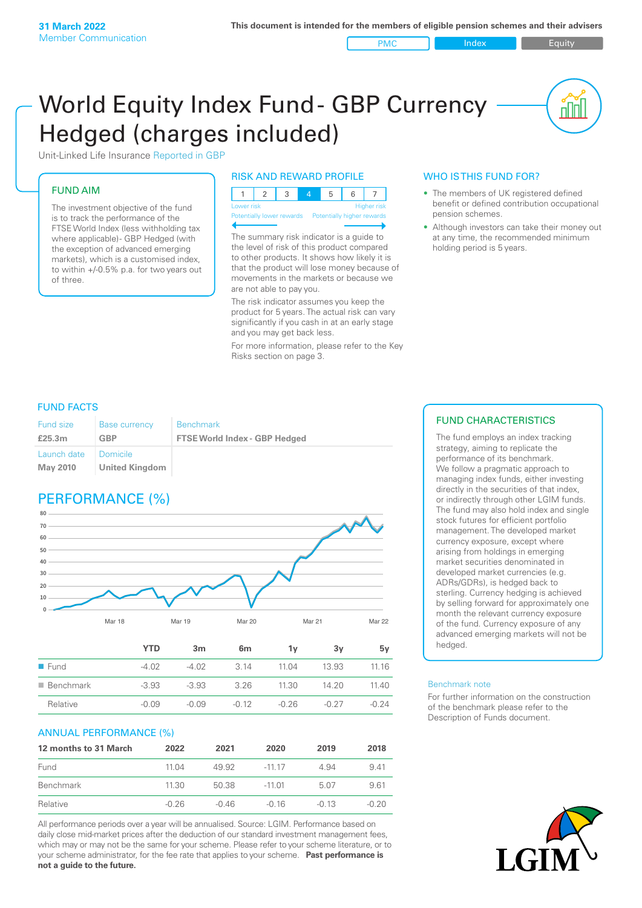31 March 2022
Member Communication

This document is intended for the members of eligible pension schemes and their advisers

PMC | Index | Equity

# World Equity Index Fund - GBP Currency Hedged (charges included)

Unit-Linked Life Insurance Reported in GBP

## FUND AIM

The investment objective of the fund is to track the performance of the FTSE World Index (less withholding tax where applicable)- GBP Hedged (with the exception of advanced emerging markets), which is a customised index, to within +/-0.5% p.a. for two years out of three.

## RISK AND REWARD PROFILE

| 1 | 2 | 3 | **4** | 5 | 6 | 7 |
|---|---|---|---|---|---|---|

Lower risk — Higher risk
Potentially lower rewards — Potentially higher rewards

The summary risk indicator is a guide to the level of risk of this product compared to other products. It shows how likely it is that the product will lose money because of movements in the markets or because we are not able to pay you.

The risk indicator assumes you keep the product for 5 years. The actual risk can vary significantly if you cash in at an early stage and you may get back less.

For more information, please refer to the Key Risks section on page 3.

## WHO IS THIS FUND FOR?

- The members of UK registered defined benefit or defined contribution occupational pension schemes.
- Although investors can take their money out at any time, the recommended minimum holding period is 5 years.

## FUND FACTS

| Fund size | Base currency | Benchmark |
|---|---|---|
| **£25.3m** | **GBP** | **FTSE World Index - GBP Hedged** |
| Launch date | Domicile | |
| **May 2010** | **United Kingdom** | |

## PERFORMANCE (%)

| | YTD | 3m | 6m | 1y | 3y | 5y |
|---|---|---|---|---|---|---|
| Fund | -4.02 | -4.02 | 3.14 | 11.04 | 13.93 | 11.16 |
| Benchmark | -3.93 | -3.93 | 3.26 | 11.30 | 14.20 | 11.40 |
| Relative | -0.09 | -0.09 | -0.12 | -0.26 | -0.27 | -0.24 |

## ANNUAL PERFORMANCE (%)

| 12 months to 31 March | 2022 | 2021 | 2020 | 2019 | 2018 |
|---|---|---|---|---|---|
| Fund | 11.04 | 49.92 | -11.17 | 4.94 | 9.41 |
| Benchmark | 11.30 | 50.38 | -11.01 | 5.07 | 9.61 |
| Relative | -0.26 | -0.46 | -0.16 | -0.13 | -0.20 |

All performance periods over a year will be annualised. Source: LGIM. Performance based on daily close mid-market prices after the deduction of our standard investment management fees, which may or may not be the same for your scheme. Please refer to your scheme literature, or to your scheme administrator, for the fee rate that applies to your scheme. **Past performance is not a guide to the future.**

## FUND CHARACTERISTICS

The fund employs an index tracking strategy, aiming to replicate the performance of its benchmark.
We follow a pragmatic approach to managing index funds, either investing directly in the securities of that index, or indirectly through other LGIM funds. The fund may also hold index and single stock futures for efficient portfolio management. The developed market currency exposure, except where arising from holdings in emerging market securities denominated in developed market currencies (e.g. ADRs/GDRs), is hedged back to sterling. Currency hedging is achieved by selling forward for approximately one month the relevant currency exposure of the fund. Currency exposure of any advanced emerging markets will not be hedged.

Benchmark note

For further information on the construction of the benchmark please refer to the Description of Funds document.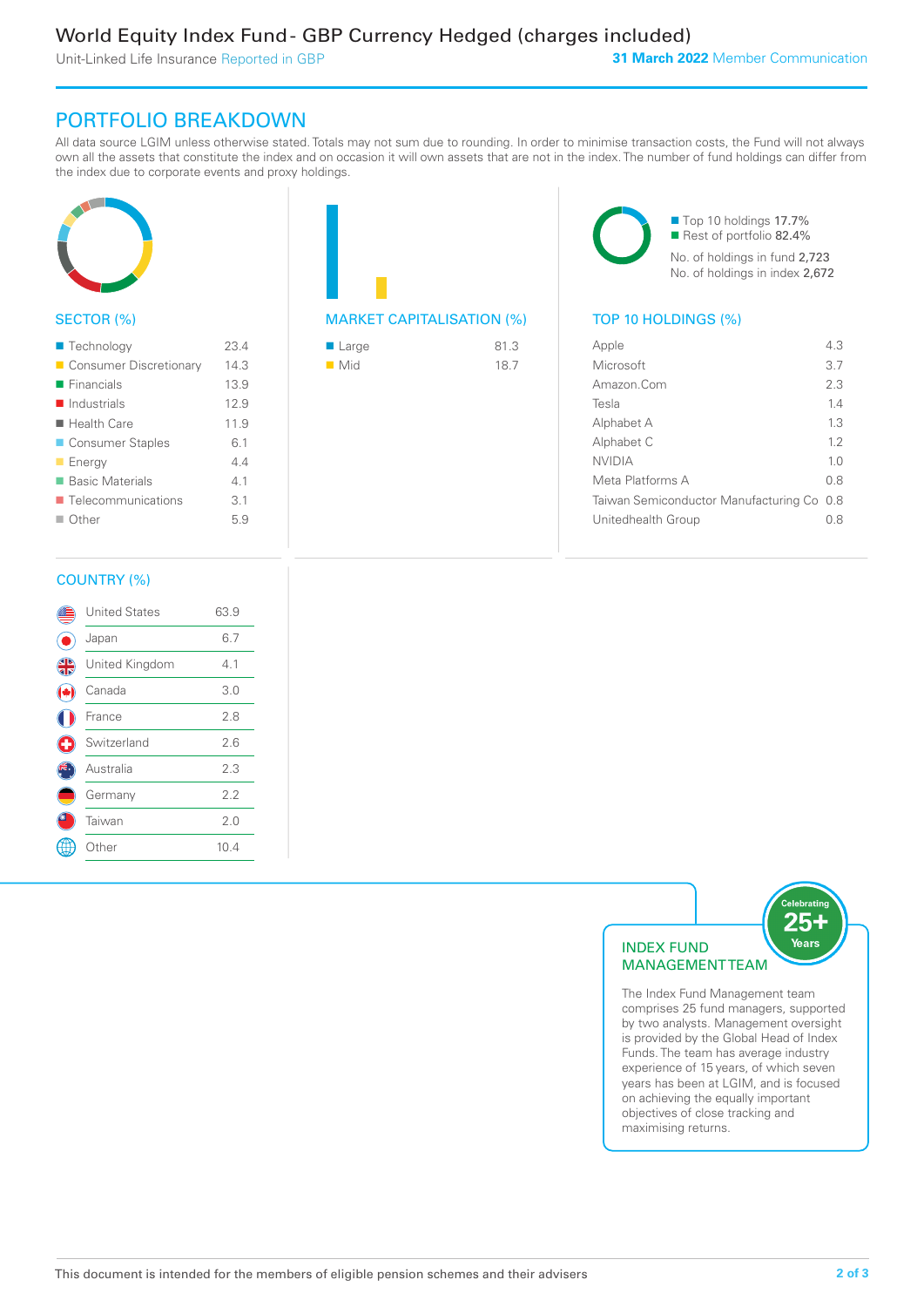# World Equity Index Fund - GBP Currency Hedged (charges included)

Unit-Linked Life Insurance Reported in GBP

**31 March 2022** Member Communication

## PORTFOLIO BREAKDOWN

All data source LGIM unless otherwise stated. Totals may not sum due to rounding. In order to minimise transaction costs, the Fund will not always own all the assets that constitute the index and on occasion it will own assets that are not in the index. The number of fund holdings can differ from the index due to corporate events and proxy holdings.

### SECTOR (%)

| Sector | % |
|---|---|
| Technology | 23.4 |
| Consumer Discretionary | 14.3 |
| Financials | 13.9 |
| Industrials | 12.9 |
| Health Care | 11.9 |
| Consumer Staples | 6.1 |
| Energy | 4.4 |
| Basic Materials | 4.1 |
| Telecommunications | 3.1 |
| Other | 5.9 |

### MARKET CAPITALISATION (%)

| Market Cap | % |
|---|---|
| Large | 81.3 |
| Mid | 18.7 |

Top 10 holdings 17.7%
Rest of portfolio 82.4%
No. of holdings in fund 2,723
No. of holdings in index 2,672

### TOP 10 HOLDINGS (%)

| Holding | % |
|---|---|
| Apple | 4.3 |
| Microsoft | 3.7 |
| Amazon.Com | 2.3 |
| Tesla | 1.4 |
| Alphabet A | 1.3 |
| Alphabet C | 1.2 |
| NVIDIA | 1.0 |
| Meta Platforms A | 0.8 |
| Taiwan Semiconductor Manufacturing Co | 0.8 |
| Unitedhealth Group | 0.8 |

### COUNTRY (%)

| Country | % |
|---|---|
| United States | 63.9 |
| Japan | 6.7 |
| United Kingdom | 4.1 |
| Canada | 3.0 |
| France | 2.8 |
| Switzerland | 2.6 |
| Australia | 2.3 |
| Germany | 2.2 |
| Taiwan | 2.0 |
| Other | 10.4 |

### INDEX FUND MANAGEMENT TEAM

Celebrating 25+ Years

The Index Fund Management team comprises 25 fund managers, supported by two analysts. Management oversight is provided by the Global Head of Index Funds. The team has average industry experience of 15 years, of which seven years has been at LGIM, and is focused on achieving the equally important objectives of close tracking and maximising returns.

This document is intended for the members of eligible pension schemes and their advisers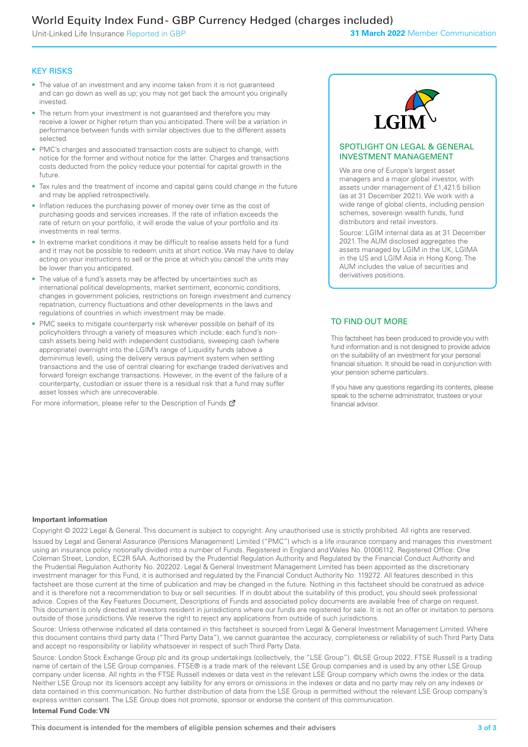## KEY RISKS

- The value of an investment and any income taken from it is not guaranteed and can go down as well as up; you may not get back the amount you originally invested.
- The return from your investment is not guaranteed and therefore you may receive a lower or higher return than you anticipated. There will be a variation in performance between funds with similar objectives due to the different assets selected.
- PMC's charges and associated transaction costs are subject to change, with notice for the former and without notice for the latter. Charges and transactions costs deducted from the policy reduce your potential for capital growth in the future.
- Tax rules and the treatment of income and capital gains could change in the future and may be applied retrospectively.
- Inflation reduces the purchasing power of money over time as the cost of purchasing goods and services increases. If the rate of inflation exceeds the rate of return on your portfolio, it will erode the value of your portfolio and its investments in real terms.
- In extreme market conditions it may be difficult to realise assets held for a fund and it may not be possible to redeem units at short notice. We may have to delay acting on your instructions to sell or the price at which you cancel the units may be lower than you anticipated.
- The value of a fund's assets may be affected by uncertainties such as international political developments, market sentiment, economic conditions, changes in government policies, restrictions on foreign investment and currency repatriation, currency fluctuations and other developments in the laws and regulations of countries in which investment may be made.
- PMC seeks to mitigate counterparty risk wherever possible on behalf of its policyholders through a variety of measures which include: each fund's non-cash assets being held with independent custodians, sweeping cash (where appropriate) overnight into the LGIM's range of Liquidity funds (above a deminimus level), using the delivery versus payment system when settling transactions and the use of central clearing for exchange traded derivatives and forward foreign exchange transactions. However, in the event of the failure of a counterparty, custodian or issuer there is a residual risk that a fund may suffer asset losses which are unrecoverable.

For more information, please refer to the Description of Funds

## SPOTLIGHT ON LEGAL & GENERAL INVESTMENT MANAGEMENT

We are one of Europe's largest asset managers and a major global investor, with assets under management of £1,421.5 billion (as at 31 December 2021). We work with a wide range of global clients, including pension schemes, sovereign wealth funds, fund distributors and retail investors.

Source: LGIM internal data as at 31 December 2021. The AUM disclosed aggregates the assets managed by LGIM in the UK, LGIMA in the US and LGIM Asia in Hong Kong. The AUM includes the value of securities and derivatives positions.

## TO FIND OUT MORE

This factsheet has been produced to provide you with fund information and is not designed to provide advice on the suitability of an investment for your personal financial situation. It should be read in conjunction with your pension scheme particulars.

If you have any questions regarding its contents, please speak to the scheme administrator, trustees or your financial advisor.

**Important information**

Copyright © 2022 Legal & General. This document is subject to copyright. Any unauthorised use is strictly prohibited. All rights are reserved.

Issued by Legal and General Assurance (Pensions Management) Limited ("PMC") which is a life insurance company and manages this investment using an insurance policy notionally divided into a number of Funds. Registered in England and Wales No. 01006112. Registered Office: One Coleman Street, London, EC2R 5AA. Authorised by the Prudential Regulation Authority and Regulated by the Financial Conduct Authority and the Prudential Regulation Authority No. 202202. Legal & General Investment Management Limited has been appointed as the discretionary investment manager for this Fund, it is authorised and regulated by the Financial Conduct Authority No. 119272. All features described in this factsheet are those current at the time of publication and may be changed in the future. Nothing in this factsheet should be construed as advice and it is therefore not a recommendation to buy or sell securities. If in doubt about the suitability of this product, you should seek professional advice. Copies of the Key Features Document, Descriptions of Funds and associated policy documents are available free of charge on request. This document is only directed at investors resident in jurisdictions where our funds are registered for sale. It is not an offer or invitation to persons outside of those jurisdictions. We reserve the right to reject any applications from outside of such jurisdictions.

Source: Unless otherwise indicated all data contained in this factsheet is sourced from Legal & General Investment Management Limited. Where this document contains third party data ("Third Party Data"), we cannot guarantee the accuracy, completeness or reliability of such Third Party Data and accept no responsibility or liability whatsoever in respect of such Third Party Data.

Source: London Stock Exchange Group plc and its group undertakings (collectively, the "LSE Group"). ©LSE Group 2022. FTSE Russell is a trading name of certain of the LSE Group companies. FTSE® is a trade mark of the relevant LSE Group companies and is used by any other LSE Group company under license. All rights in the FTSE Russell indexes or data vest in the relevant LSE Group company which owns the index or the data. Neither LSE Group nor its licensors accept any liability for any errors or omissions in the indexes or data and no party may rely on any indexes or data contained in this communication. No further distribution of data from the LSE Group is permitted without the relevant LSE Group company's express written consent. The LSE Group does not promote, sponsor or endorse the content of this communication.

**Internal Fund Code: VN**

This document is intended for the members of eligible pension schemes and their advisers